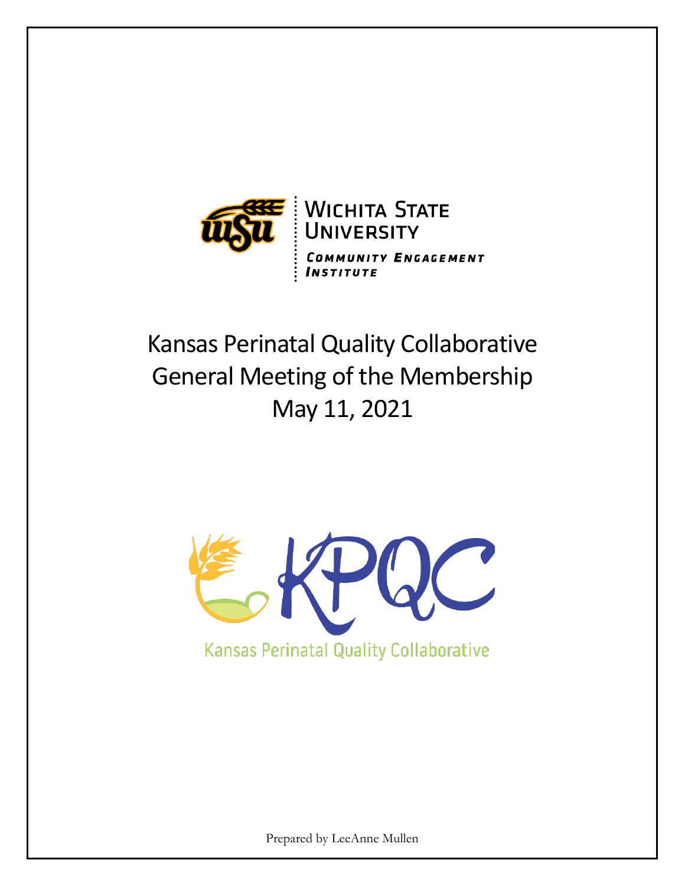Wichita State University

Community Engagement Institute

# Kansas Perinatal Quality Collaborative General Meeting of the Membership May 11, 2021

KPQC

Kansas Perinatal Quality Collaborative

Prepared by LeeAnne Mullen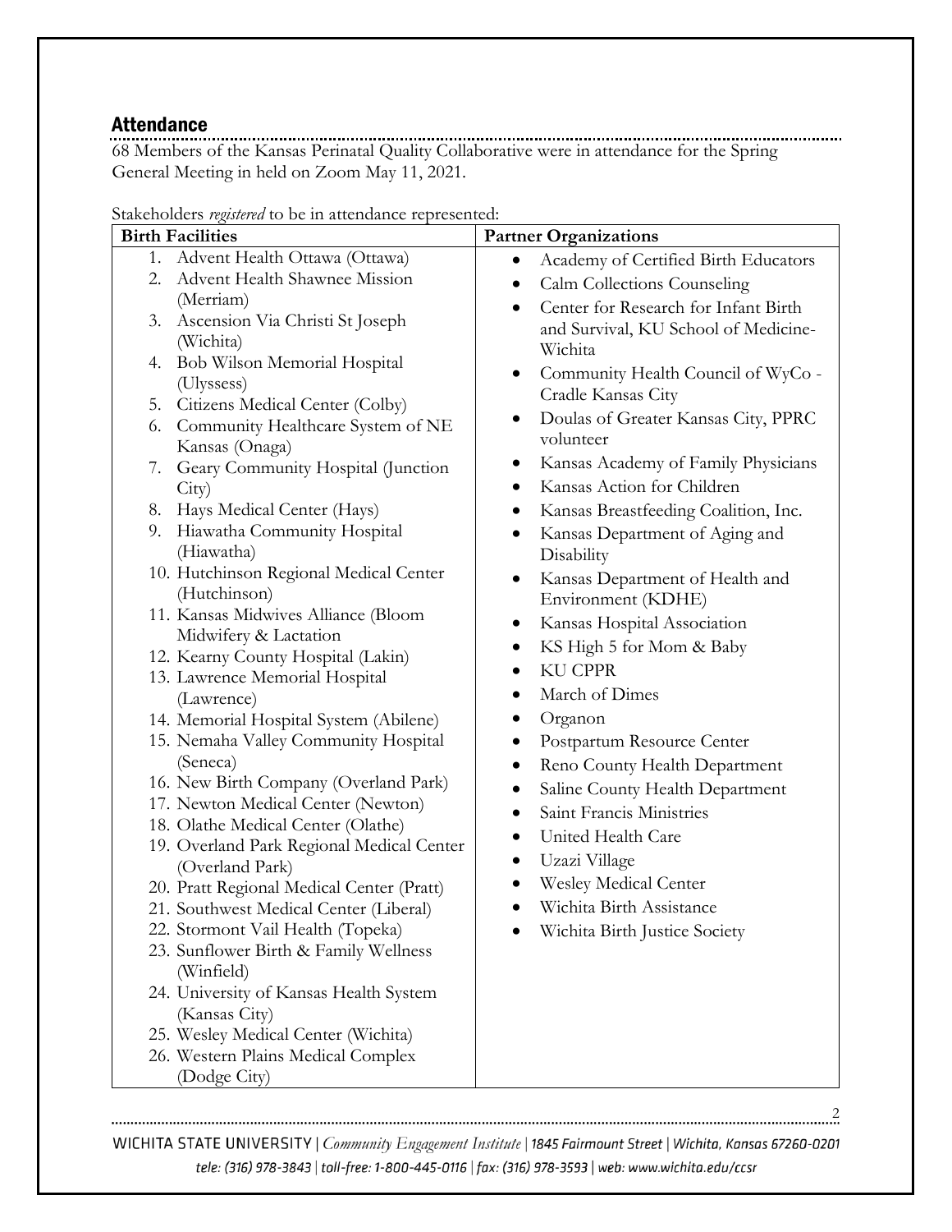## Attendance

68 Members of the Kansas Perinatal Quality Collaborative were in attendance for the Spring General Meeting in held on Zoom May 11, 2021.

Stakeholders *registered* to be in attendance represented:

| Birth Facilities | Partner Organizations |
|---|---|
| 1. Advent Health Ottawa (Ottawa)<br>2. Advent Health Shawnee Mission (Merriam)<br>3. Ascension Via Christi St Joseph (Wichita)<br>4. Bob Wilson Memorial Hospital (Ulyssess)<br>5. Citizens Medical Center (Colby)<br>6. Community Healthcare System of NE Kansas (Onaga)<br>7. Geary Community Hospital (Junction City)<br>8. Hays Medical Center (Hays)<br>9. Hiawatha Community Hospital (Hiawatha)<br>10. Hutchinson Regional Medical Center (Hutchinson)<br>11. Kansas Midwives Alliance (Bloom Midwifery & Lactation<br>12. Kearny County Hospital (Lakin)<br>13. Lawrence Memorial Hospital (Lawrence)<br>14. Memorial Hospital System (Abilene)<br>15. Nemaha Valley Community Hospital (Seneca)<br>16. New Birth Company (Overland Park)<br>17. Newton Medical Center (Newton)<br>18. Olathe Medical Center (Olathe)<br>19. Overland Park Regional Medical Center (Overland Park)<br>20. Pratt Regional Medical Center (Pratt)<br>21. Southwest Medical Center (Liberal)<br>22. Stormont Vail Health (Topeka)<br>23. Sunflower Birth & Family Wellness (Winfield)<br>24. University of Kansas Health System (Kansas City)<br>25. Wesley Medical Center (Wichita)<br>26. Western Plains Medical Complex (Dodge City) | • Academy of Certified Birth Educators<br>• Calm Collections Counseling<br>• Center for Research for Infant Birth and Survival, KU School of Medicine-Wichita<br>• Community Health Council of WyCo - Cradle Kansas City<br>• Doulas of Greater Kansas City, PPRC volunteer<br>• Kansas Academy of Family Physicians<br>• Kansas Action for Children<br>• Kansas Breastfeeding Coalition, Inc.<br>• Kansas Department of Aging and Disability<br>• Kansas Department of Health and Environment (KDHE)<br>• Kansas Hospital Association<br>• KS High 5 for Mom & Baby<br>• KU CPPR<br>• March of Dimes<br>• Organon<br>• Postpartum Resource Center<br>• Reno County Health Department<br>• Saline County Health Department<br>• Saint Francis Ministries<br>• United Health Care<br>• Uzazi Village<br>• Wesley Medical Center<br>• Wichita Birth Assistance<br>• Wichita Birth Justice Society |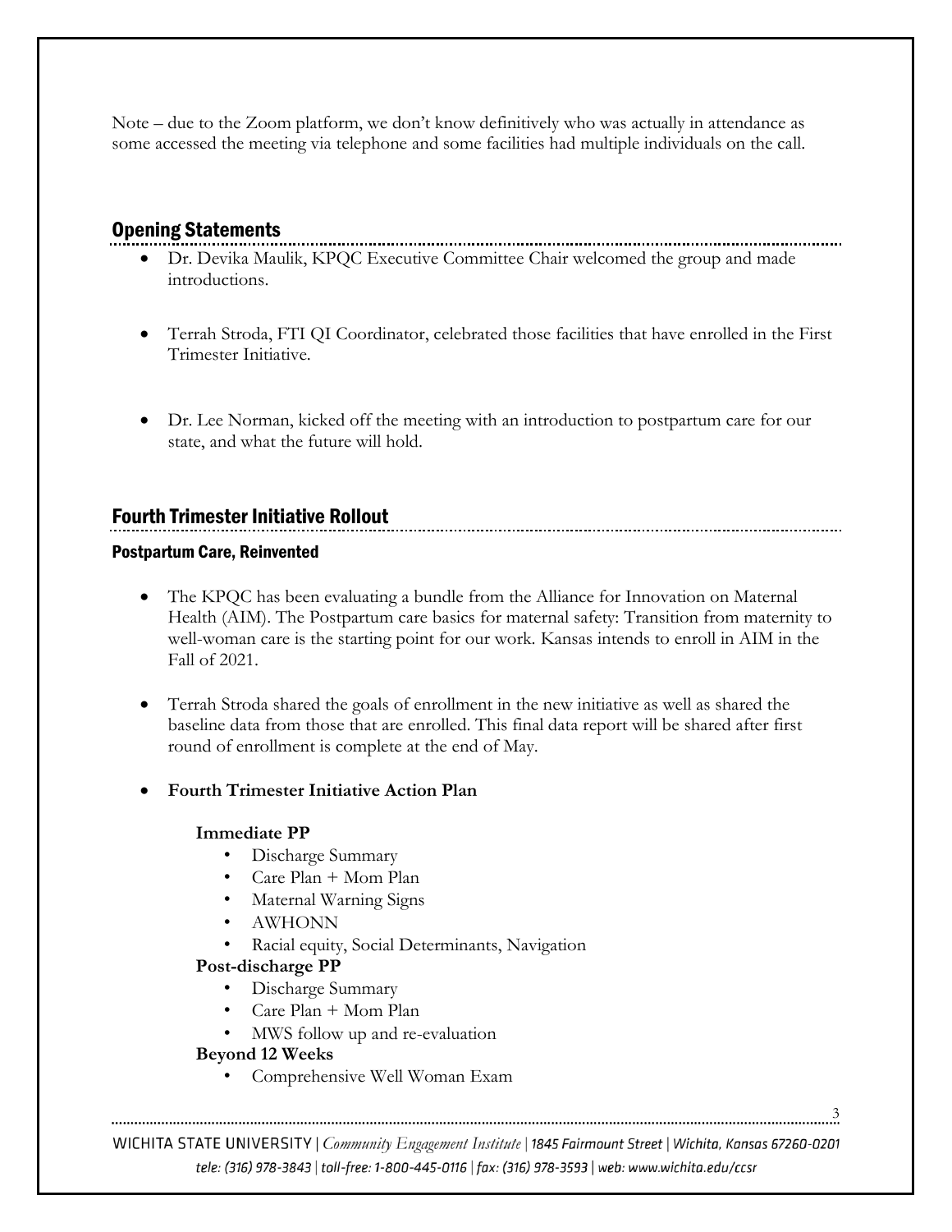Note – due to the Zoom platform, we don't know definitively who was actually in attendance as some accessed the meeting via telephone and some facilities had multiple individuals on the call.

## Opening Statements

- Dr. Devika Maulik, KPQC Executive Committee Chair welcomed the group and made introductions.
- Terrah Stroda, FTI QI Coordinator, celebrated those facilities that have enrolled in the First Trimester Initiative.
- Dr. Lee Norman, kicked off the meeting with an introduction to postpartum care for our state, and what the future will hold.

## Fourth Trimester Initiative Rollout

### Postpartum Care, Reinvented

- The KPQC has been evaluating a bundle from the Alliance for Innovation on Maternal Health (AIM). The Postpartum care basics for maternal safety: Transition from maternity to well-woman care is the starting point for our work. Kansas intends to enroll in AIM in the Fall of 2021.
- Terrah Stroda shared the goals of enrollment in the new initiative as well as shared the baseline data from those that are enrolled. This final data report will be shared after first round of enrollment is complete at the end of May.
- **Fourth Trimester Initiative Action Plan**

  **Immediate PP**
  - Discharge Summary
  - Care Plan + Mom Plan
  - Maternal Warning Signs
  - AWHONN
  - Racial equity, Social Determinants, Navigation

  **Post-discharge PP**
  - Discharge Summary
  - Care Plan + Mom Plan
  - MWS follow up and re-evaluation

  **Beyond 12 Weeks**
  - Comprehensive Well Woman Exam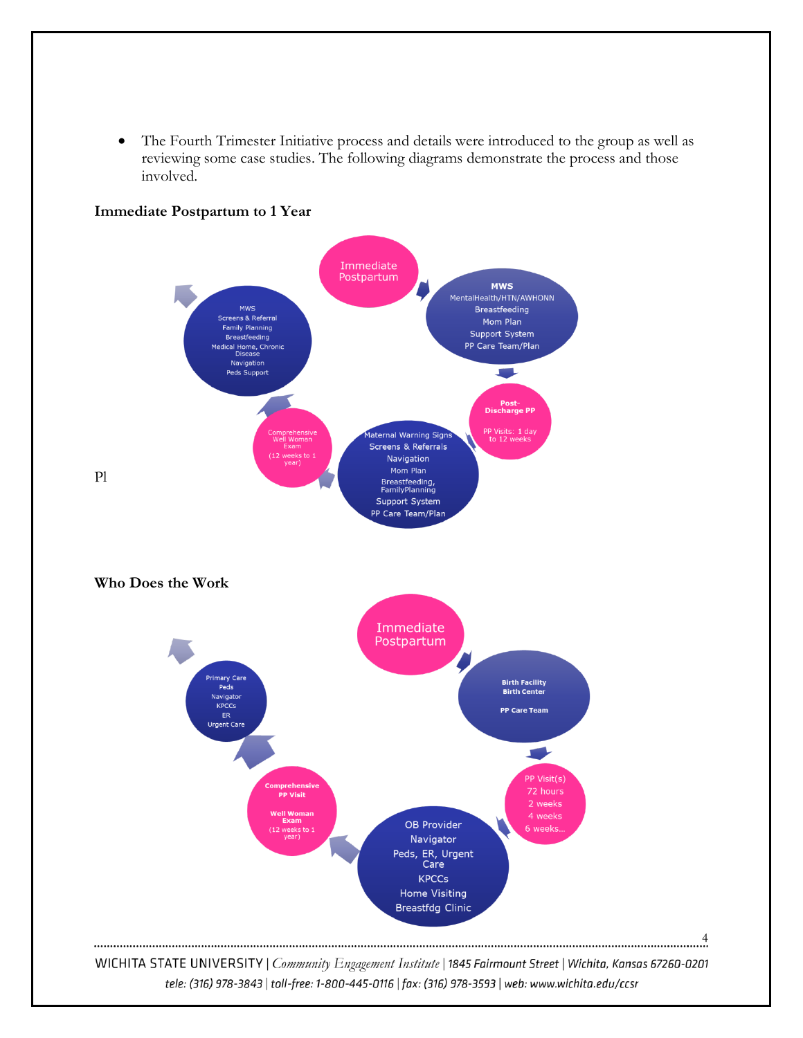- The Fourth Trimester Initiative process and details were introduced to the group as well as reviewing some case studies. The following diagrams demonstrate the process and those involved.

**Immediate Postpartum to 1 Year**

Immediate Postpartum

**MWS**
MentalHealth/HTN/AWHONN
Breastfeeding
Mom Plan
Support System
PP Care Team/Plan

**Post-Discharge PP**
PP Visits: 1 day to 12 weeks

Maternal Warning Signs
Screens & Referrals
Navigation
Mom Plan
Breastfeeding, FamilyPlanning
Support System
PP Care Team/Plan

Comprehensive Well Woman Exam
(12 weeks to 1 year)

MWS
Screens & Referral
Family Planning
Breastfeeding
Medical Home, Chronic Disease
Navigation
Peds Support

Pl

**Who Does the Work**

Immediate Postpartum

**Birth Facility**
**Birth Center**

**PP Care Team**

PP Visit(s)
72 hours
2 weeks
4 weeks
6 weeks…

OB Provider
Navigator
Peds, ER, Urgent Care
KPCCs
Home Visiting
Breastfdg Clinic

**Comprehensive PP Visit**

**Well Woman Exam**
(12 weeks to 1 year)

Primary Care
Peds
Navigator
KPCCs
ER
Urgent Care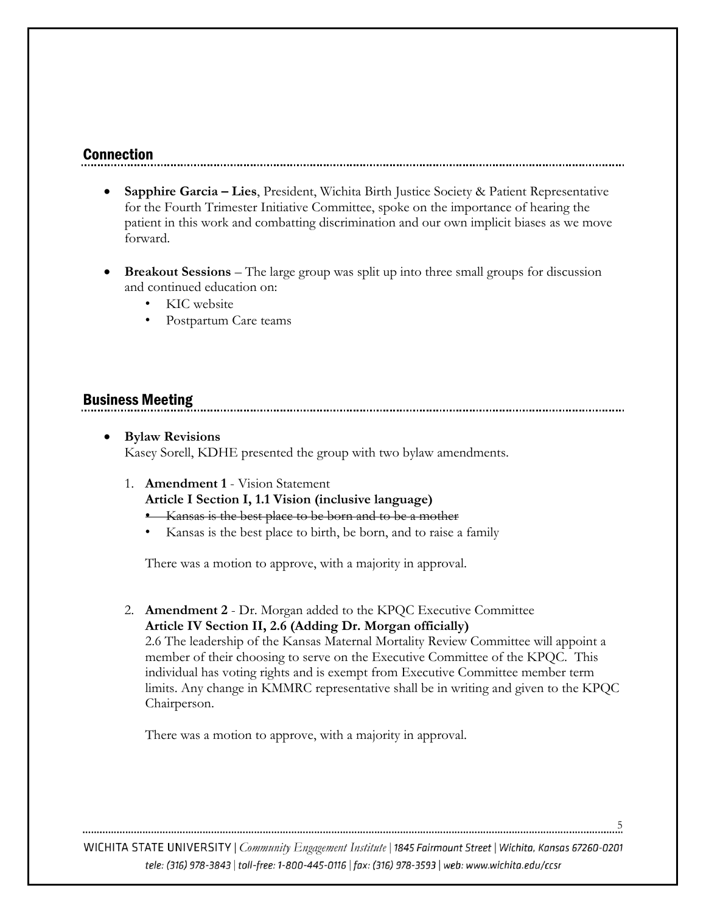## Connection

- **Sapphire Garcia – Lies**, President, Wichita Birth Justice Society & Patient Representative for the Fourth Trimester Initiative Committee, spoke on the importance of hearing the patient in this work and combatting discrimination and our own implicit biases as we move forward.

- **Breakout Sessions** – The large group was split up into three small groups for discussion and continued education on:
  - KIC website
  - Postpartum Care teams

## Business Meeting

- **Bylaw Revisions**
  Kasey Sorell, KDHE presented the group with two bylaw amendments.

  1. **Amendment 1** - Vision Statement
     **Article I Section I, 1.1 Vision (inclusive language)**
     - ~~Kansas is the best place to be born and to be a mother~~
     - Kansas is the best place to birth, be born, and to raise a family

     There was a motion to approve, with a majority in approval.

  2. **Amendment 2** - Dr. Morgan added to the KPQC Executive Committee
     **Article IV Section II, 2.6 (Adding Dr. Morgan officially)**
     2.6 The leadership of the Kansas Maternal Mortality Review Committee will appoint a member of their choosing to serve on the Executive Committee of the KPQC. This individual has voting rights and is exempt from Executive Committee member term limits. Any change in KMMRC representative shall be in writing and given to the KPQC Chairperson.

     There was a motion to approve, with a majority in approval.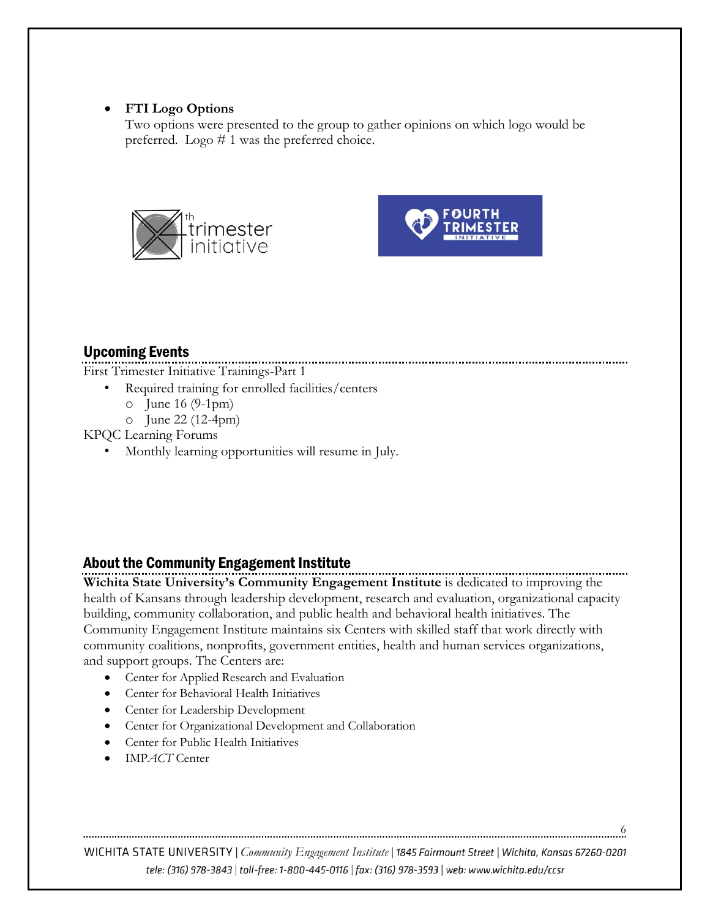- **FTI Logo Options**
  Two options were presented to the group to gather opinions on which logo would be preferred. Logo # 1 was the preferred choice.

## Upcoming Events

First Trimester Initiative Trainings-Part 1

- Required training for enrolled facilities/centers
  - June 16 (9-1pm)
  - June 22 (12-4pm)

KPQC Learning Forums

- Monthly learning opportunities will resume in July.

## About the Community Engagement Institute

**Wichita State University's Community Engagement Institute** is dedicated to improving the health of Kansans through leadership development, research and evaluation, organizational capacity building, community collaboration, and public health and behavioral health initiatives. The Community Engagement Institute maintains six Centers with skilled staff that work directly with community coalitions, nonprofits, government entities, health and human services organizations, and support groups. The Centers are:

- Center for Applied Research and Evaluation
- Center for Behavioral Health Initiatives
- Center for Leadership Development
- Center for Organizational Development and Collaboration
- Center for Public Health Initiatives
- IMP*ACT* Center